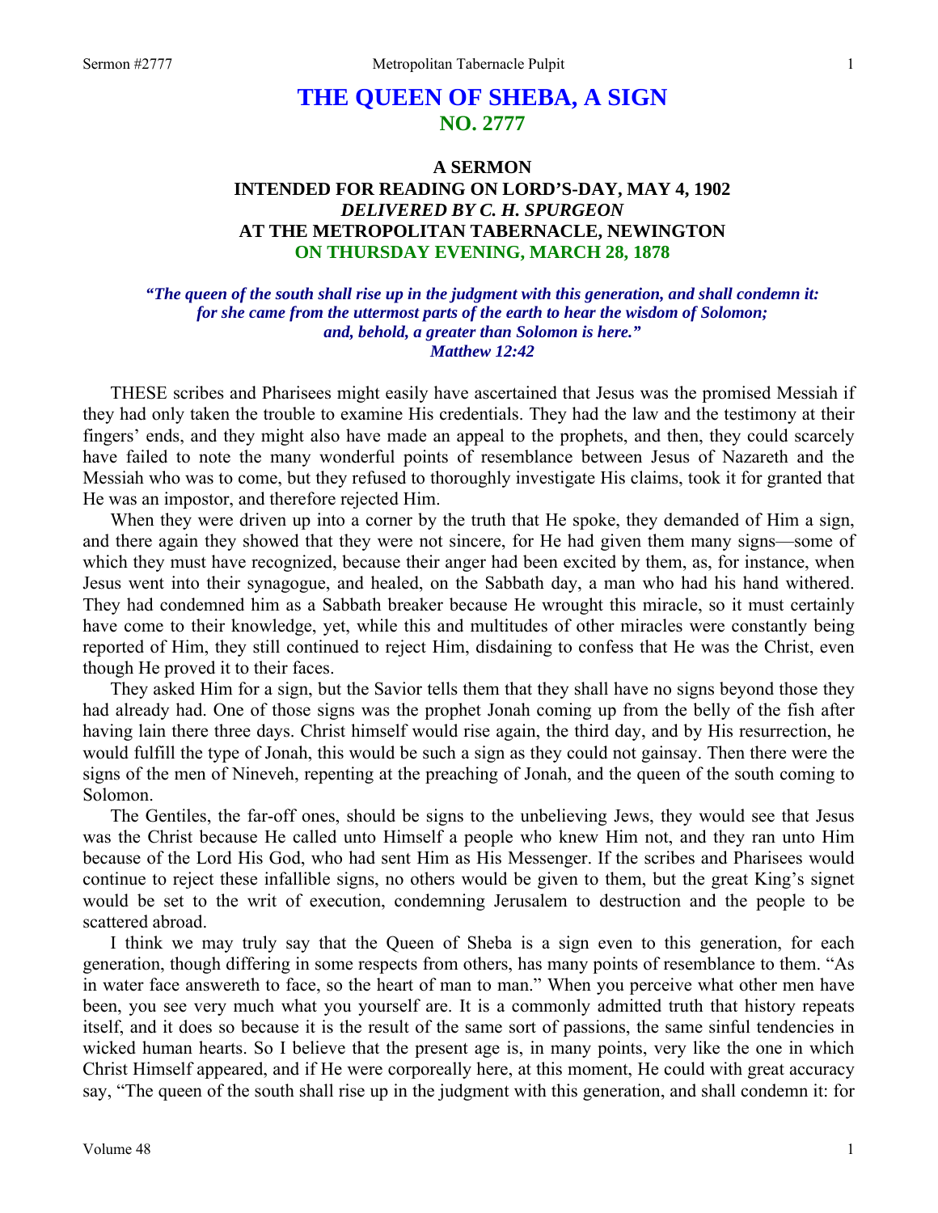# THE QUEEN OF SHEBA, A SIGN
## NO. 2777

### A SERMON
### INTENDED FOR READING ON LORD'S-DAY, MAY 4, 1902
### *DELIVERED BY C. H. SPURGEON*
### AT THE METROPOLITAN TABERNACLE, NEWINGTON
### ON THURSDAY EVENING, MARCH 28, 1878

*"The queen of the south shall rise up in the judgment with this generation, and shall condemn it: for she came from the uttermost parts of the earth to hear the wisdom of Solomon; and, behold, a greater than Solomon is here." Matthew 12:42*

THESE scribes and Pharisees might easily have ascertained that Jesus was the promised Messiah if they had only taken the trouble to examine His credentials. They had the law and the testimony at their fingers' ends, and they might also have made an appeal to the prophets, and then, they could scarcely have failed to note the many wonderful points of resemblance between Jesus of Nazareth and the Messiah who was to come, but they refused to thoroughly investigate His claims, took it for granted that He was an impostor, and therefore rejected Him.

When they were driven up into a corner by the truth that He spoke, they demanded of Him a sign, and there again they showed that they were not sincere, for He had given them many signs—some of which they must have recognized, because their anger had been excited by them, as, for instance, when Jesus went into their synagogue, and healed, on the Sabbath day, a man who had his hand withered. They had condemned him as a Sabbath breaker because He wrought this miracle, so it must certainly have come to their knowledge, yet, while this and multitudes of other miracles were constantly being reported of Him, they still continued to reject Him, disdaining to confess that He was the Christ, even though He proved it to their faces.

They asked Him for a sign, but the Savior tells them that they shall have no signs beyond those they had already had. One of those signs was the prophet Jonah coming up from the belly of the fish after having lain there three days. Christ himself would rise again, the third day, and by His resurrection, he would fulfill the type of Jonah, this would be such a sign as they could not gainsay. Then there were the signs of the men of Nineveh, repenting at the preaching of Jonah, and the queen of the south coming to Solomon.

The Gentiles, the far-off ones, should be signs to the unbelieving Jews, they would see that Jesus was the Christ because He called unto Himself a people who knew Him not, and they ran unto Him because of the Lord His God, who had sent Him as His Messenger. If the scribes and Pharisees would continue to reject these infallible signs, no others would be given to them, but the great King's signet would be set to the writ of execution, condemning Jerusalem to destruction and the people to be scattered abroad.

I think we may truly say that the Queen of Sheba is a sign even to this generation, for each generation, though differing in some respects from others, has many points of resemblance to them. "As in water face answereth to face, so the heart of man to man." When you perceive what other men have been, you see very much what you yourself are. It is a commonly admitted truth that history repeats itself, and it does so because it is the result of the same sort of passions, the same sinful tendencies in wicked human hearts. So I believe that the present age is, in many points, very like the one in which Christ Himself appeared, and if He were corporeally here, at this moment, He could with great accuracy say, "The queen of the south shall rise up in the judgment with this generation, and shall condemn it: for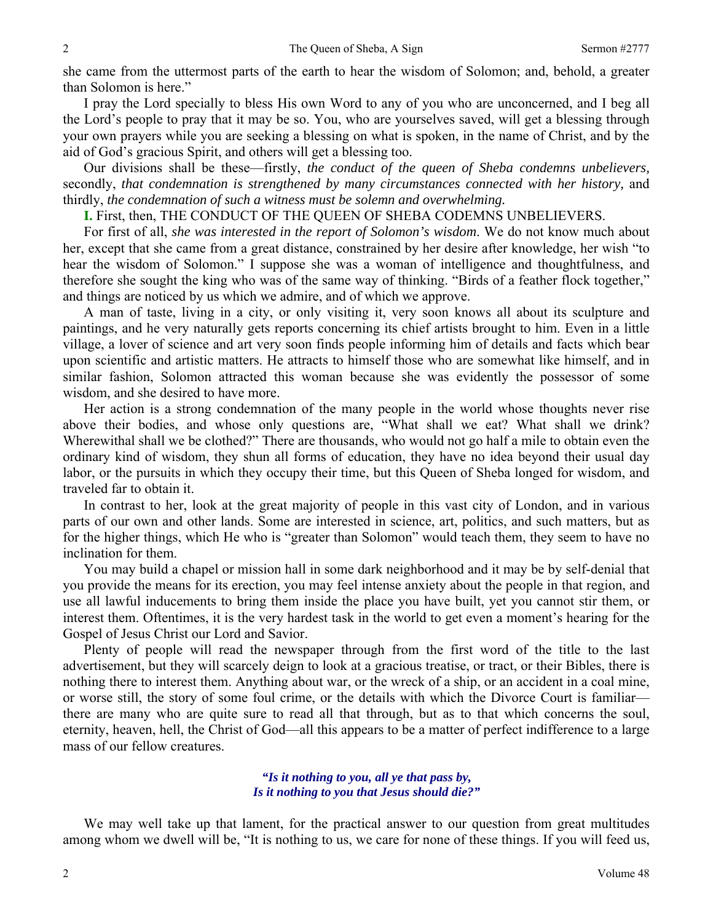she came from the uttermost parts of the earth to hear the wisdom of Solomon; and, behold, a greater than Solomon is here."

I pray the Lord specially to bless His own Word to any of you who are unconcerned, and I beg all the Lord's people to pray that it may be so. You, who are yourselves saved, will get a blessing through your own prayers while you are seeking a blessing on what is spoken, in the name of Christ, and by the aid of God's gracious Spirit, and others will get a blessing too.

Our divisions shall be these—firstly, *the conduct of the queen of Sheba condemns unbelievers,* secondly, *that condemnation is strengthened by many circumstances connected with her history,* and thirdly, *the condemnation of such a witness must be solemn and overwhelming.*

**I.** First, then, THE CONDUCT OF THE QUEEN OF SHEBA CODEMNS UNBELIEVERS.

For first of all, *she was interested in the report of Solomon's wisdom*. We do not know much about her, except that she came from a great distance, constrained by her desire after knowledge, her wish "to hear the wisdom of Solomon." I suppose she was a woman of intelligence and thoughtfulness, and therefore she sought the king who was of the same way of thinking. "Birds of a feather flock together," and things are noticed by us which we admire, and of which we approve.

A man of taste, living in a city, or only visiting it, very soon knows all about its sculpture and paintings, and he very naturally gets reports concerning its chief artists brought to him. Even in a little village, a lover of science and art very soon finds people informing him of details and facts which bear upon scientific and artistic matters. He attracts to himself those who are somewhat like himself, and in similar fashion, Solomon attracted this woman because she was evidently the possessor of some wisdom, and she desired to have more.

Her action is a strong condemnation of the many people in the world whose thoughts never rise above their bodies, and whose only questions are, "What shall we eat? What shall we drink? Wherewithal shall we be clothed?" There are thousands, who would not go half a mile to obtain even the ordinary kind of wisdom, they shun all forms of education, they have no idea beyond their usual day labor, or the pursuits in which they occupy their time, but this Queen of Sheba longed for wisdom, and traveled far to obtain it.

In contrast to her, look at the great majority of people in this vast city of London, and in various parts of our own and other lands. Some are interested in science, art, politics, and such matters, but as for the higher things, which He who is "greater than Solomon" would teach them, they seem to have no inclination for them.

You may build a chapel or mission hall in some dark neighborhood and it may be by self-denial that you provide the means for its erection, you may feel intense anxiety about the people in that region, and use all lawful inducements to bring them inside the place you have built, yet you cannot stir them, or interest them. Oftentimes, it is the very hardest task in the world to get even a moment's hearing for the Gospel of Jesus Christ our Lord and Savior.

Plenty of people will read the newspaper through from the first word of the title to the last advertisement, but they will scarcely deign to look at a gracious treatise, or tract, or their Bibles, there is nothing there to interest them. Anything about war, or the wreck of a ship, or an accident in a coal mine, or worse still, the story of some foul crime, or the details with which the Divorce Court is familiar—there are many who are quite sure to read all that through, but as to that which concerns the soul, eternity, heaven, hell, the Christ of God—all this appears to be a matter of perfect indifference to a large mass of our fellow creatures.

*"Is it nothing to you, all ye that pass by,*
*Is it nothing to you that Jesus should die?"*

We may well take up that lament, for the practical answer to our question from great multitudes among whom we dwell will be, "It is nothing to us, we care for none of these things. If you will feed us,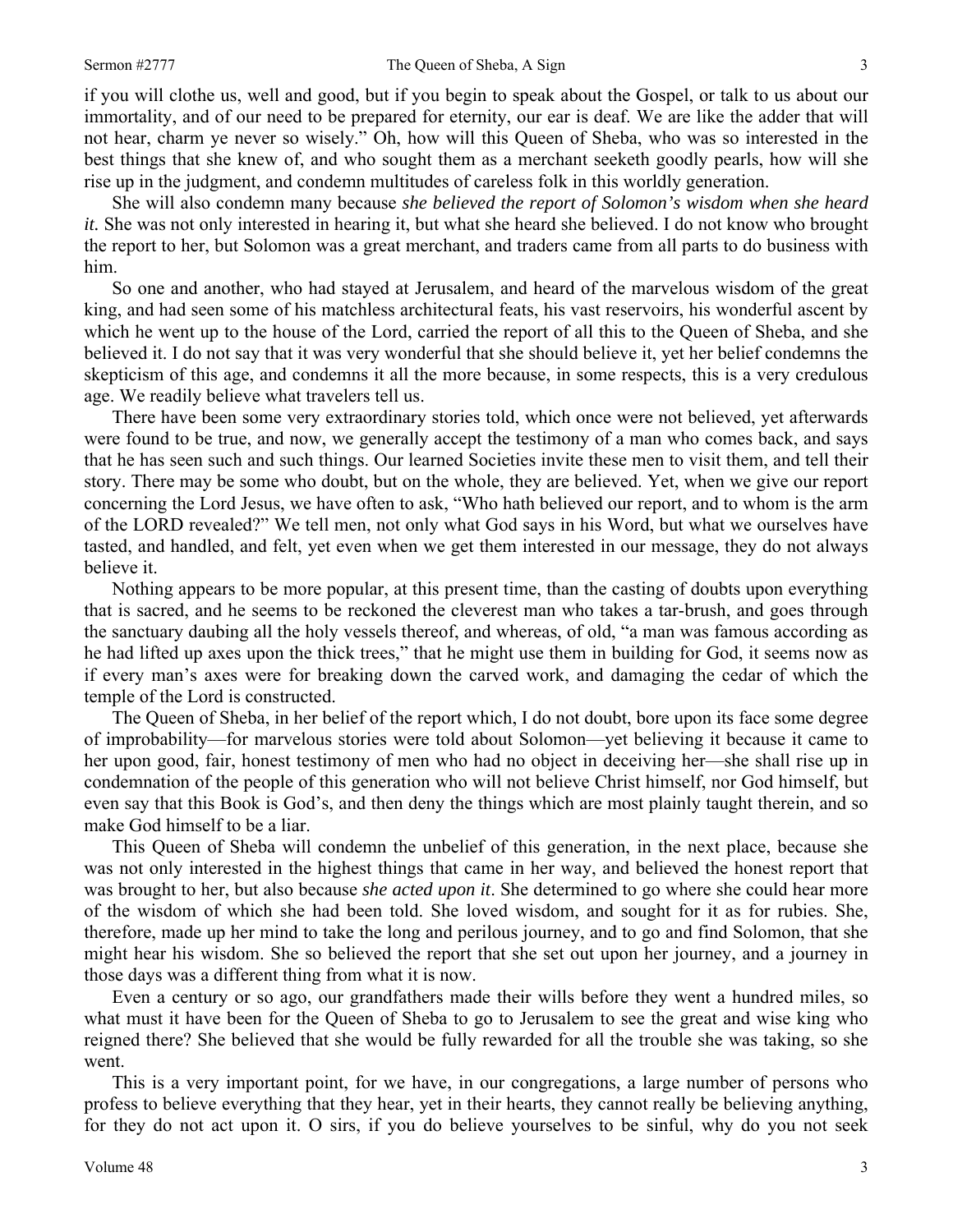if you will clothe us, well and good, but if you begin to speak about the Gospel, or talk to us about our immortality, and of our need to be prepared for eternity, our ear is deaf. We are like the adder that will not hear, charm ye never so wisely." Oh, how will this Queen of Sheba, who was so interested in the best things that she knew of, and who sought them as a merchant seeketh goodly pearls, how will she rise up in the judgment, and condemn multitudes of careless folk in this worldly generation.

She will also condemn many because *she believed the report of Solomon's wisdom when she heard it.* She was not only interested in hearing it, but what she heard she believed. I do not know who brought the report to her, but Solomon was a great merchant, and traders came from all parts to do business with him.

So one and another, who had stayed at Jerusalem, and heard of the marvelous wisdom of the great king, and had seen some of his matchless architectural feats, his vast reservoirs, his wonderful ascent by which he went up to the house of the Lord, carried the report of all this to the Queen of Sheba, and she believed it. I do not say that it was very wonderful that she should believe it, yet her belief condemns the skepticism of this age, and condemns it all the more because, in some respects, this is a very credulous age. We readily believe what travelers tell us.

There have been some very extraordinary stories told, which once were not believed, yet afterwards were found to be true, and now, we generally accept the testimony of a man who comes back, and says that he has seen such and such things. Our learned Societies invite these men to visit them, and tell their story. There may be some who doubt, but on the whole, they are believed. Yet, when we give our report concerning the Lord Jesus, we have often to ask, "Who hath believed our report, and to whom is the arm of the LORD revealed?" We tell men, not only what God says in his Word, but what we ourselves have tasted, and handled, and felt, yet even when we get them interested in our message, they do not always believe it.

Nothing appears to be more popular, at this present time, than the casting of doubts upon everything that is sacred, and he seems to be reckoned the cleverest man who takes a tar-brush, and goes through the sanctuary daubing all the holy vessels thereof, and whereas, of old, "a man was famous according as he had lifted up axes upon the thick trees," that he might use them in building for God, it seems now as if every man's axes were for breaking down the carved work, and damaging the cedar of which the temple of the Lord is constructed.

The Queen of Sheba, in her belief of the report which, I do not doubt, bore upon its face some degree of improbability—for marvelous stories were told about Solomon—yet believing it because it came to her upon good, fair, honest testimony of men who had no object in deceiving her—she shall rise up in condemnation of the people of this generation who will not believe Christ himself, nor God himself, but even say that this Book is God's, and then deny the things which are most plainly taught therein, and so make God himself to be a liar.

This Queen of Sheba will condemn the unbelief of this generation, in the next place, because she was not only interested in the highest things that came in her way, and believed the honest report that was brought to her, but also because *she acted upon it*. She determined to go where she could hear more of the wisdom of which she had been told. She loved wisdom, and sought for it as for rubies. She, therefore, made up her mind to take the long and perilous journey, and to go and find Solomon, that she might hear his wisdom. She so believed the report that she set out upon her journey, and a journey in those days was a different thing from what it is now.

Even a century or so ago, our grandfathers made their wills before they went a hundred miles, so what must it have been for the Queen of Sheba to go to Jerusalem to see the great and wise king who reigned there? She believed that she would be fully rewarded for all the trouble she was taking, so she went.

This is a very important point, for we have, in our congregations, a large number of persons who profess to believe everything that they hear, yet in their hearts, they cannot really be believing anything, for they do not act upon it. O sirs, if you do believe yourselves to be sinful, why do you not seek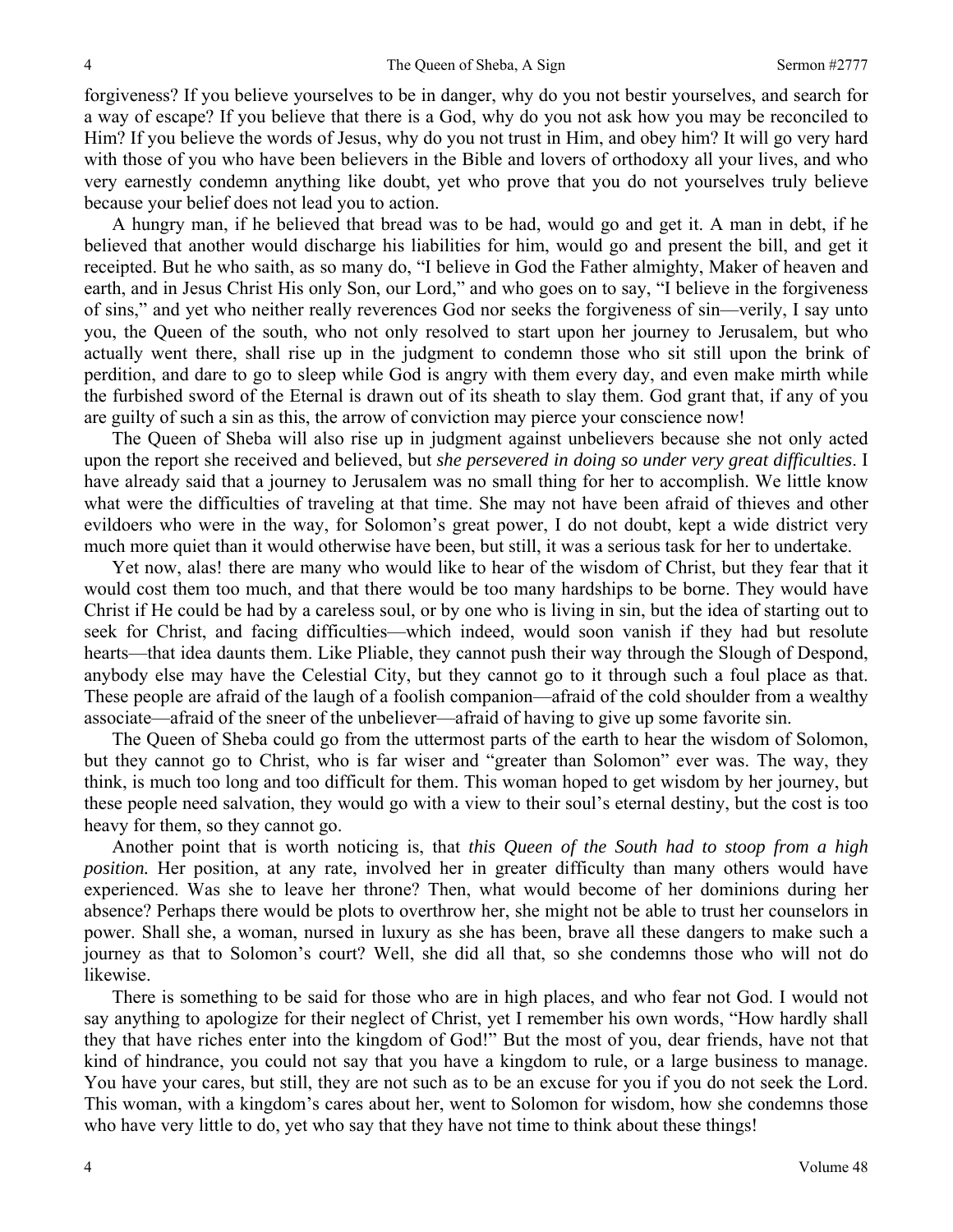forgiveness? If you believe yourselves to be in danger, why do you not bestir yourselves, and search for a way of escape? If you believe that there is a God, why do you not ask how you may be reconciled to Him? If you believe the words of Jesus, why do you not trust in Him, and obey him? It will go very hard with those of you who have been believers in the Bible and lovers of orthodoxy all your lives, and who very earnestly condemn anything like doubt, yet who prove that you do not yourselves truly believe because your belief does not lead you to action.

A hungry man, if he believed that bread was to be had, would go and get it. A man in debt, if he believed that another would discharge his liabilities for him, would go and present the bill, and get it receipted. But he who saith, as so many do, "I believe in God the Father almighty, Maker of heaven and earth, and in Jesus Christ His only Son, our Lord," and who goes on to say, "I believe in the forgiveness of sins," and yet who neither really reverences God nor seeks the forgiveness of sin—verily, I say unto you, the Queen of the south, who not only resolved to start upon her journey to Jerusalem, but who actually went there, shall rise up in the judgment to condemn those who sit still upon the brink of perdition, and dare to go to sleep while God is angry with them every day, and even make mirth while the furbished sword of the Eternal is drawn out of its sheath to slay them. God grant that, if any of you are guilty of such a sin as this, the arrow of conviction may pierce your conscience now!

The Queen of Sheba will also rise up in judgment against unbelievers because she not only acted upon the report she received and believed, but *she persevered in doing so under very great difficulties*. I have already said that a journey to Jerusalem was no small thing for her to accomplish. We little know what were the difficulties of traveling at that time. She may not have been afraid of thieves and other evildoers who were in the way, for Solomon's great power, I do not doubt, kept a wide district very much more quiet than it would otherwise have been, but still, it was a serious task for her to undertake.

Yet now, alas! there are many who would like to hear of the wisdom of Christ, but they fear that it would cost them too much, and that there would be too many hardships to be borne. They would have Christ if He could be had by a careless soul, or by one who is living in sin, but the idea of starting out to seek for Christ, and facing difficulties—which indeed, would soon vanish if they had but resolute hearts—that idea daunts them. Like Pliable, they cannot push their way through the Slough of Despond, anybody else may have the Celestial City, but they cannot go to it through such a foul place as that. These people are afraid of the laugh of a foolish companion—afraid of the cold shoulder from a wealthy associate—afraid of the sneer of the unbeliever—afraid of having to give up some favorite sin.

The Queen of Sheba could go from the uttermost parts of the earth to hear the wisdom of Solomon, but they cannot go to Christ, who is far wiser and "greater than Solomon" ever was. The way, they think, is much too long and too difficult for them. This woman hoped to get wisdom by her journey, but these people need salvation, they would go with a view to their soul's eternal destiny, but the cost is too heavy for them, so they cannot go.

Another point that is worth noticing is, that *this Queen of the South had to stoop from a high position.* Her position, at any rate, involved her in greater difficulty than many others would have experienced. Was she to leave her throne? Then, what would become of her dominions during her absence? Perhaps there would be plots to overthrow her, she might not be able to trust her counselors in power. Shall she, a woman, nursed in luxury as she has been, brave all these dangers to make such a journey as that to Solomon's court? Well, she did all that, so she condemns those who will not do likewise.

There is something to be said for those who are in high places, and who fear not God. I would not say anything to apologize for their neglect of Christ, yet I remember his own words, "How hardly shall they that have riches enter into the kingdom of God!" But the most of you, dear friends, have not that kind of hindrance, you could not say that you have a kingdom to rule, or a large business to manage. You have your cares, but still, they are not such as to be an excuse for you if you do not seek the Lord. This woman, with a kingdom's cares about her, went to Solomon for wisdom, how she condemns those who have very little to do, yet who say that they have not time to think about these things!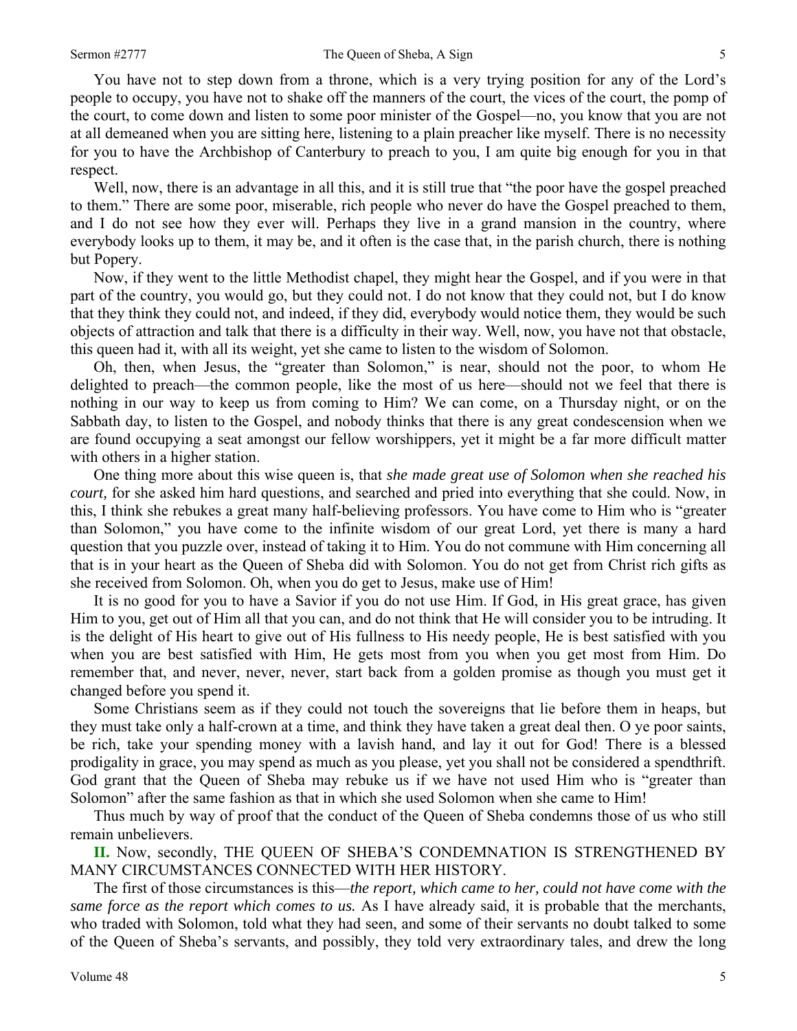You have not to step down from a throne, which is a very trying position for any of the Lord's people to occupy, you have not to shake off the manners of the court, the vices of the court, the pomp of the court, to come down and listen to some poor minister of the Gospel—no, you know that you are not at all demeaned when you are sitting here, listening to a plain preacher like myself. There is no necessity for you to have the Archbishop of Canterbury to preach to you, I am quite big enough for you in that respect.

Well, now, there is an advantage in all this, and it is still true that "the poor have the gospel preached to them." There are some poor, miserable, rich people who never do have the Gospel preached to them, and I do not see how they ever will. Perhaps they live in a grand mansion in the country, where everybody looks up to them, it may be, and it often is the case that, in the parish church, there is nothing but Popery.

Now, if they went to the little Methodist chapel, they might hear the Gospel, and if you were in that part of the country, you would go, but they could not. I do not know that they could not, but I do know that they think they could not, and indeed, if they did, everybody would notice them, they would be such objects of attraction and talk that there is a difficulty in their way. Well, now, you have not that obstacle, this queen had it, with all its weight, yet she came to listen to the wisdom of Solomon.

Oh, then, when Jesus, the "greater than Solomon," is near, should not the poor, to whom He delighted to preach—the common people, like the most of us here—should not we feel that there is nothing in our way to keep us from coming to Him? We can come, on a Thursday night, or on the Sabbath day, to listen to the Gospel, and nobody thinks that there is any great condescension when we are found occupying a seat amongst our fellow worshippers, yet it might be a far more difficult matter with others in a higher station.

One thing more about this wise queen is, that *she made great use of Solomon when she reached his court,* for she asked him hard questions, and searched and pried into everything that she could. Now, in this, I think she rebukes a great many half-believing professors. You have come to Him who is "greater than Solomon," you have come to the infinite wisdom of our great Lord, yet there is many a hard question that you puzzle over, instead of taking it to Him. You do not commune with Him concerning all that is in your heart as the Queen of Sheba did with Solomon. You do not get from Christ rich gifts as she received from Solomon. Oh, when you do get to Jesus, make use of Him!

It is no good for you to have a Savior if you do not use Him. If God, in His great grace, has given Him to you, get out of Him all that you can, and do not think that He will consider you to be intruding. It is the delight of His heart to give out of His fullness to His needy people, He is best satisfied with you when you are best satisfied with Him, He gets most from you when you get most from Him. Do remember that, and never, never, never, start back from a golden promise as though you must get it changed before you spend it.

Some Christians seem as if they could not touch the sovereigns that lie before them in heaps, but they must take only a half-crown at a time, and think they have taken a great deal then. O ye poor saints, be rich, take your spending money with a lavish hand, and lay it out for God! There is a blessed prodigality in grace, you may spend as much as you please, yet you shall not be considered a spendthrift. God grant that the Queen of Sheba may rebuke us if we have not used Him who is "greater than Solomon" after the same fashion as that in which she used Solomon when she came to Him!

Thus much by way of proof that the conduct of the Queen of Sheba condemns those of us who still remain unbelievers.

**II.** Now, secondly, THE QUEEN OF SHEBA'S CONDEMNATION IS STRENGTHENED BY MANY CIRCUMSTANCES CONNECTED WITH HER HISTORY.

The first of those circumstances is this—*the report, which came to her, could not have come with the same force as the report which comes to us.* As I have already said, it is probable that the merchants, who traded with Solomon, told what they had seen, and some of their servants no doubt talked to some of the Queen of Sheba's servants, and possibly, they told very extraordinary tales, and drew the long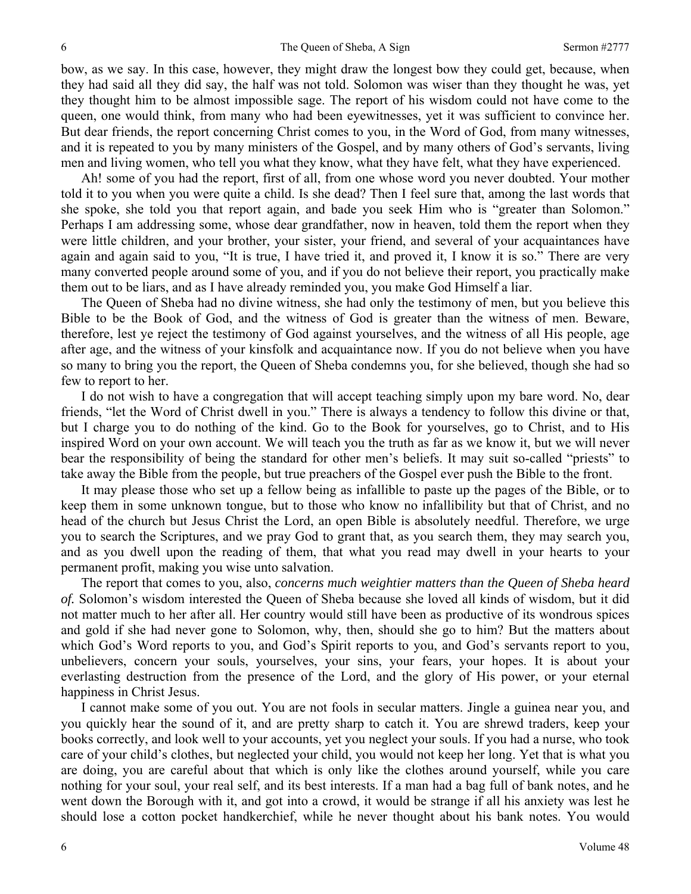bow, as we say. In this case, however, they might draw the longest bow they could get, because, when they had said all they did say, the half was not told. Solomon was wiser than they thought he was, yet they thought him to be almost impossible sage. The report of his wisdom could not have come to the queen, one would think, from many who had been eyewitnesses, yet it was sufficient to convince her. But dear friends, the report concerning Christ comes to you, in the Word of God, from many witnesses, and it is repeated to you by many ministers of the Gospel, and by many others of God's servants, living men and living women, who tell you what they know, what they have felt, what they have experienced.

Ah! some of you had the report, first of all, from one whose word you never doubted. Your mother told it to you when you were quite a child. Is she dead? Then I feel sure that, among the last words that she spoke, she told you that report again, and bade you seek Him who is "greater than Solomon." Perhaps I am addressing some, whose dear grandfather, now in heaven, told them the report when they were little children, and your brother, your sister, your friend, and several of your acquaintances have again and again said to you, "It is true, I have tried it, and proved it, I know it is so." There are very many converted people around some of you, and if you do not believe their report, you practically make them out to be liars, and as I have already reminded you, you make God Himself a liar.

The Queen of Sheba had no divine witness, she had only the testimony of men, but you believe this Bible to be the Book of God, and the witness of God is greater than the witness of men. Beware, therefore, lest ye reject the testimony of God against yourselves, and the witness of all His people, age after age, and the witness of your kinsfolk and acquaintance now. If you do not believe when you have so many to bring you the report, the Queen of Sheba condemns you, for she believed, though she had so few to report to her.

I do not wish to have a congregation that will accept teaching simply upon my bare word. No, dear friends, "let the Word of Christ dwell in you." There is always a tendency to follow this divine or that, but I charge you to do nothing of the kind. Go to the Book for yourselves, go to Christ, and to His inspired Word on your own account. We will teach you the truth as far as we know it, but we will never bear the responsibility of being the standard for other men's beliefs. It may suit so-called "priests" to take away the Bible from the people, but true preachers of the Gospel ever push the Bible to the front.

It may please those who set up a fellow being as infallible to paste up the pages of the Bible, or to keep them in some unknown tongue, but to those who know no infallibility but that of Christ, and no head of the church but Jesus Christ the Lord, an open Bible is absolutely needful. Therefore, we urge you to search the Scriptures, and we pray God to grant that, as you search them, they may search you, and as you dwell upon the reading of them, that what you read may dwell in your hearts to your permanent profit, making you wise unto salvation.

The report that comes to you, also, *concerns much weightier matters than the Queen of Sheba heard of.* Solomon's wisdom interested the Queen of Sheba because she loved all kinds of wisdom, but it did not matter much to her after all. Her country would still have been as productive of its wondrous spices and gold if she had never gone to Solomon, why, then, should she go to him? But the matters about which God's Word reports to you, and God's Spirit reports to you, and God's servants report to you, unbelievers, concern your souls, yourselves, your sins, your fears, your hopes. It is about your everlasting destruction from the presence of the Lord, and the glory of His power, or your eternal happiness in Christ Jesus.

I cannot make some of you out. You are not fools in secular matters. Jingle a guinea near you, and you quickly hear the sound of it, and are pretty sharp to catch it. You are shrewd traders, keep your books correctly, and look well to your accounts, yet you neglect your souls. If you had a nurse, who took care of your child's clothes, but neglected your child, you would not keep her long. Yet that is what you are doing, you are careful about that which is only like the clothes around yourself, while you care nothing for your soul, your real self, and its best interests. If a man had a bag full of bank notes, and he went down the Borough with it, and got into a crowd, it would be strange if all his anxiety was lest he should lose a cotton pocket handkerchief, while he never thought about his bank notes. You would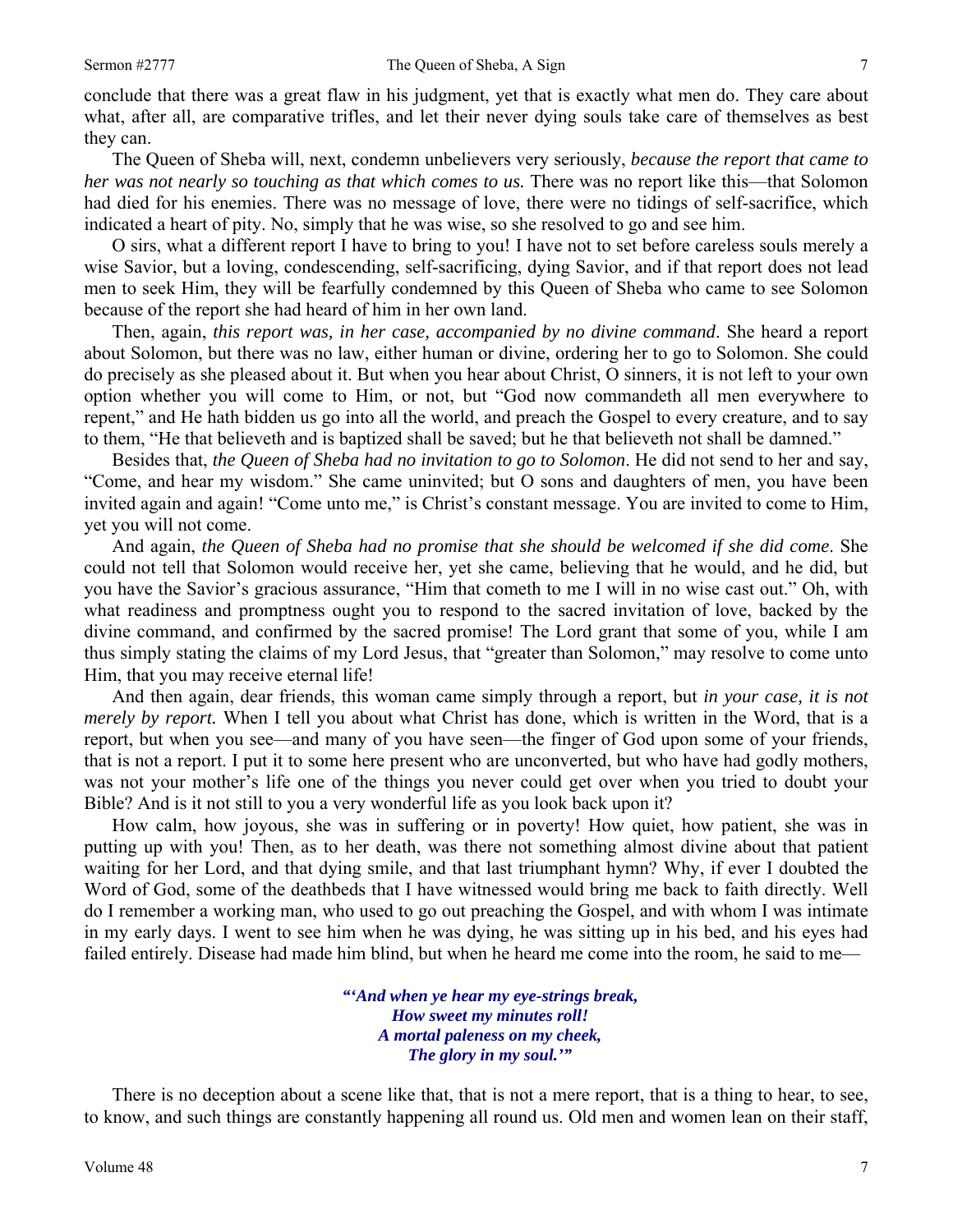conclude that there was a great flaw in his judgment, yet that is exactly what men do. They care about what, after all, are comparative trifles, and let their never dying souls take care of themselves as best they can.

The Queen of Sheba will, next, condemn unbelievers very seriously, *because the report that came to her was not nearly so touching as that which comes to us.* There was no report like this—that Solomon had died for his enemies. There was no message of love, there were no tidings of self-sacrifice, which indicated a heart of pity. No, simply that he was wise, so she resolved to go and see him.

O sirs, what a different report I have to bring to you! I have not to set before careless souls merely a wise Savior, but a loving, condescending, self-sacrificing, dying Savior, and if that report does not lead men to seek Him, they will be fearfully condemned by this Queen of Sheba who came to see Solomon because of the report she had heard of him in her own land.

Then, again, *this report was, in her case, accompanied by no divine command*. She heard a report about Solomon, but there was no law, either human or divine, ordering her to go to Solomon. She could do precisely as she pleased about it. But when you hear about Christ, O sinners, it is not left to your own option whether you will come to Him, or not, but "God now commandeth all men everywhere to repent," and He hath bidden us go into all the world, and preach the Gospel to every creature, and to say to them, "He that believeth and is baptized shall be saved; but he that believeth not shall be damned."

Besides that, *the Queen of Sheba had no invitation to go to Solomon*. He did not send to her and say, "Come, and hear my wisdom." She came uninvited; but O sons and daughters of men, you have been invited again and again! "Come unto me," is Christ's constant message. You are invited to come to Him, yet you will not come.

And again, *the Queen of Sheba had no promise that she should be welcomed if she did come*. She could not tell that Solomon would receive her, yet she came, believing that he would, and he did, but you have the Savior's gracious assurance, "Him that cometh to me I will in no wise cast out." Oh, with what readiness and promptness ought you to respond to the sacred invitation of love, backed by the divine command, and confirmed by the sacred promise! The Lord grant that some of you, while I am thus simply stating the claims of my Lord Jesus, that "greater than Solomon," may resolve to come unto Him, that you may receive eternal life!

And then again, dear friends, this woman came simply through a report, but *in your case, it is not merely by report.* When I tell you about what Christ has done, which is written in the Word, that is a report, but when you see—and many of you have seen—the finger of God upon some of your friends, that is not a report. I put it to some here present who are unconverted, but who have had godly mothers, was not your mother's life one of the things you never could get over when you tried to doubt your Bible? And is it not still to you a very wonderful life as you look back upon it?

How calm, how joyous, she was in suffering or in poverty! How quiet, how patient, she was in putting up with you! Then, as to her death, was there not something almost divine about that patient waiting for her Lord, and that dying smile, and that last triumphant hymn? Why, if ever I doubted the Word of God, some of the deathbeds that I have witnessed would bring me back to faith directly. Well do I remember a working man, who used to go out preaching the Gospel, and with whom I was intimate in my early days. I went to see him when he was dying, he was sitting up in his bed, and his eyes had failed entirely. Disease had made him blind, but when he heard me come into the room, he said to me—

> ***"'And when ye hear my eye-strings break,***
> ***How sweet my minutes roll!***
> ***A mortal paleness on my cheek,***
> ***The glory in my soul.'"***

There is no deception about a scene like that, that is not a mere report, that is a thing to hear, to see, to know, and such things are constantly happening all round us. Old men and women lean on their staff,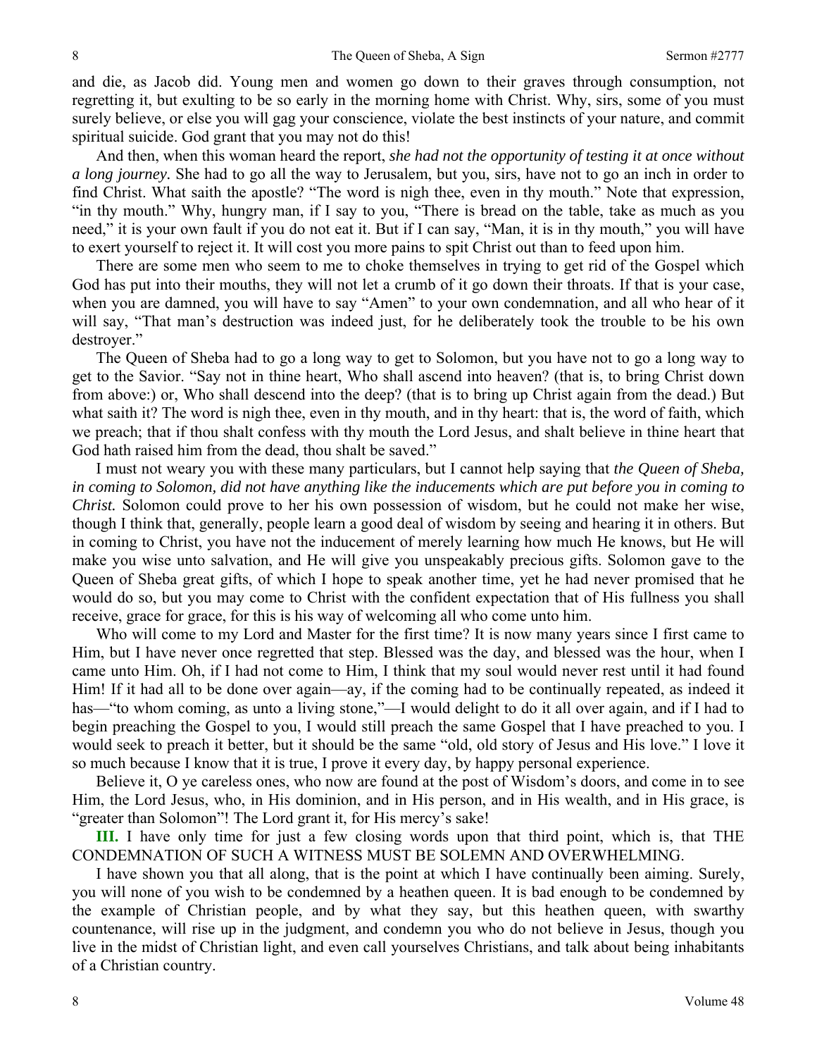and die, as Jacob did. Young men and women go down to their graves through consumption, not regretting it, but exulting to be so early in the morning home with Christ. Why, sirs, some of you must surely believe, or else you will gag your conscience, violate the best instincts of your nature, and commit spiritual suicide. God grant that you may not do this!

And then, when this woman heard the report, *she had not the opportunity of testing it at once without a long journey.* She had to go all the way to Jerusalem, but you, sirs, have not to go an inch in order to find Christ. What saith the apostle? "The word is nigh thee, even in thy mouth." Note that expression, "in thy mouth." Why, hungry man, if I say to you, "There is bread on the table, take as much as you need," it is your own fault if you do not eat it. But if I can say, "Man, it is in thy mouth," you will have to exert yourself to reject it. It will cost you more pains to spit Christ out than to feed upon him.

There are some men who seem to me to choke themselves in trying to get rid of the Gospel which God has put into their mouths, they will not let a crumb of it go down their throats. If that is your case, when you are damned, you will have to say "Amen" to your own condemnation, and all who hear of it will say, "That man's destruction was indeed just, for he deliberately took the trouble to be his own destroyer."

The Queen of Sheba had to go a long way to get to Solomon, but you have not to go a long way to get to the Savior. "Say not in thine heart, Who shall ascend into heaven? (that is, to bring Christ down from above:) or, Who shall descend into the deep? (that is to bring up Christ again from the dead.) But what saith it? The word is nigh thee, even in thy mouth, and in thy heart: that is, the word of faith, which we preach; that if thou shalt confess with thy mouth the Lord Jesus, and shalt believe in thine heart that God hath raised him from the dead, thou shalt be saved."

I must not weary you with these many particulars, but I cannot help saying that *the Queen of Sheba, in coming to Solomon, did not have anything like the inducements which are put before you in coming to Christ.* Solomon could prove to her his own possession of wisdom, but he could not make her wise, though I think that, generally, people learn a good deal of wisdom by seeing and hearing it in others. But in coming to Christ, you have not the inducement of merely learning how much He knows, but He will make you wise unto salvation, and He will give you unspeakably precious gifts. Solomon gave to the Queen of Sheba great gifts, of which I hope to speak another time, yet he had never promised that he would do so, but you may come to Christ with the confident expectation that of His fullness you shall receive, grace for grace, for this is his way of welcoming all who come unto him.

Who will come to my Lord and Master for the first time? It is now many years since I first came to Him, but I have never once regretted that step. Blessed was the day, and blessed was the hour, when I came unto Him. Oh, if I had not come to Him, I think that my soul would never rest until it had found Him! If it had all to be done over again—ay, if the coming had to be continually repeated, as indeed it has—"to whom coming, as unto a living stone,"—I would delight to do it all over again, and if I had to begin preaching the Gospel to you, I would still preach the same Gospel that I have preached to you. I would seek to preach it better, but it should be the same "old, old story of Jesus and His love." I love it so much because I know that it is true, I prove it every day, by happy personal experience.

Believe it, O ye careless ones, who now are found at the post of Wisdom's doors, and come in to see Him, the Lord Jesus, who, in His dominion, and in His person, and in His wealth, and in His grace, is "greater than Solomon"! The Lord grant it, for His mercy's sake!

**III.** I have only time for just a few closing words upon that third point, which is, that THE CONDEMNATION OF SUCH A WITNESS MUST BE SOLEMN AND OVERWHELMING.

I have shown you that all along, that is the point at which I have continually been aiming. Surely, you will none of you wish to be condemned by a heathen queen. It is bad enough to be condemned by the example of Christian people, and by what they say, but this heathen queen, with swarthy countenance, will rise up in the judgment, and condemn you who do not believe in Jesus, though you live in the midst of Christian light, and even call yourselves Christians, and talk about being inhabitants of a Christian country.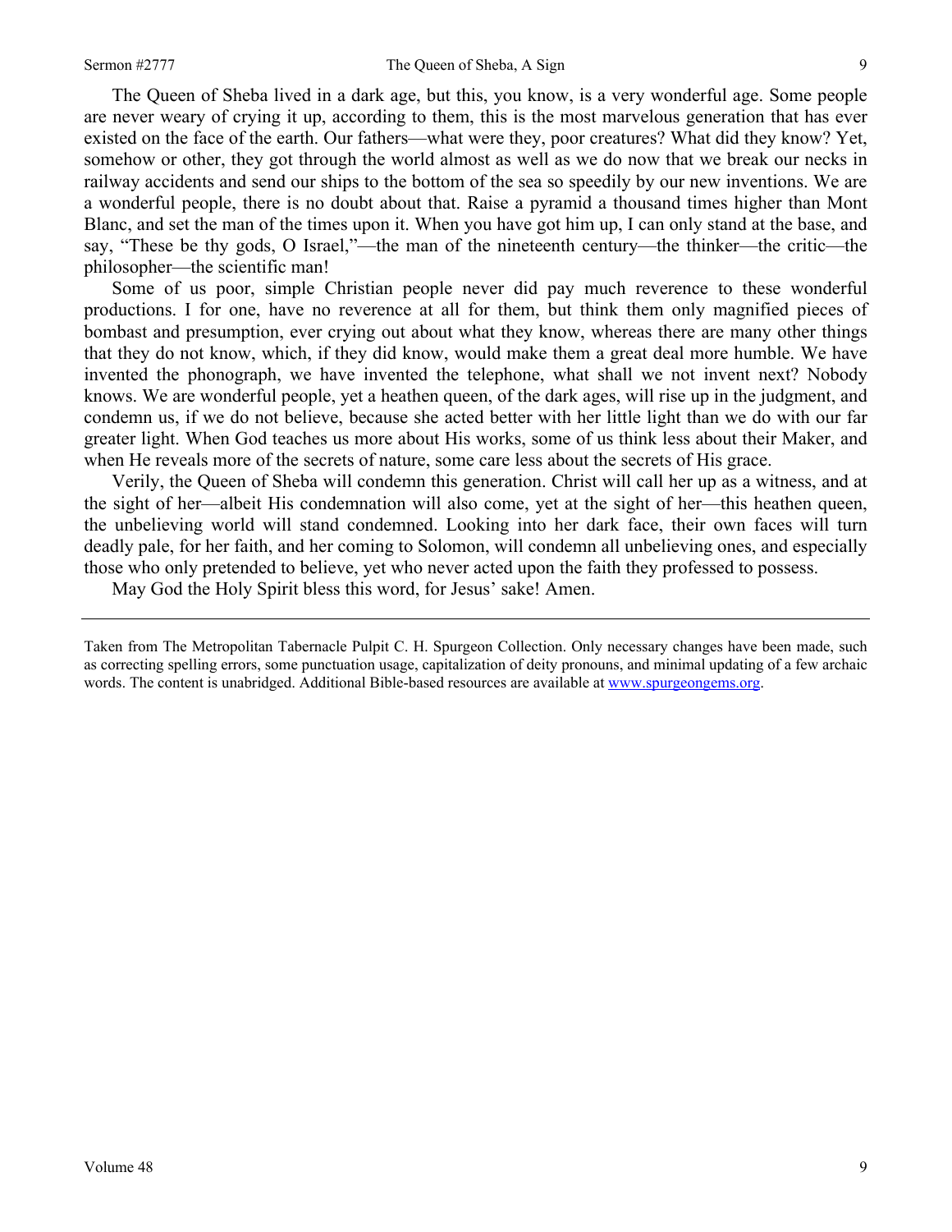The Queen of Sheba lived in a dark age, but this, you know, is a very wonderful age. Some people are never weary of crying it up, according to them, this is the most marvelous generation that has ever existed on the face of the earth. Our fathers—what were they, poor creatures? What did they know? Yet, somehow or other, they got through the world almost as well as we do now that we break our necks in railway accidents and send our ships to the bottom of the sea so speedily by our new inventions. We are a wonderful people, there is no doubt about that. Raise a pyramid a thousand times higher than Mont Blanc, and set the man of the times upon it. When you have got him up, I can only stand at the base, and say, "These be thy gods, O Israel,"—the man of the nineteenth century—the thinker—the critic—the philosopher—the scientific man!

Some of us poor, simple Christian people never did pay much reverence to these wonderful productions. I for one, have no reverence at all for them, but think them only magnified pieces of bombast and presumption, ever crying out about what they know, whereas there are many other things that they do not know, which, if they did know, would make them a great deal more humble. We have invented the phonograph, we have invented the telephone, what shall we not invent next? Nobody knows. We are wonderful people, yet a heathen queen, of the dark ages, will rise up in the judgment, and condemn us, if we do not believe, because she acted better with her little light than we do with our far greater light. When God teaches us more about His works, some of us think less about their Maker, and when He reveals more of the secrets of nature, some care less about the secrets of His grace.

Verily, the Queen of Sheba will condemn this generation. Christ will call her up as a witness, and at the sight of her—albeit His condemnation will also come, yet at the sight of her—this heathen queen, the unbelieving world will stand condemned. Looking into her dark face, their own faces will turn deadly pale, for her faith, and her coming to Solomon, will condemn all unbelieving ones, and especially those who only pretended to believe, yet who never acted upon the faith they professed to possess.

May God the Holy Spirit bless this word, for Jesus' sake! Amen.

---

Taken from The Metropolitan Tabernacle Pulpit C. H. Spurgeon Collection. Only necessary changes have been made, such as correcting spelling errors, some punctuation usage, capitalization of deity pronouns, and minimal updating of a few archaic words. The content is unabridged. Additional Bible-based resources are available at www.spurgeongems.org.